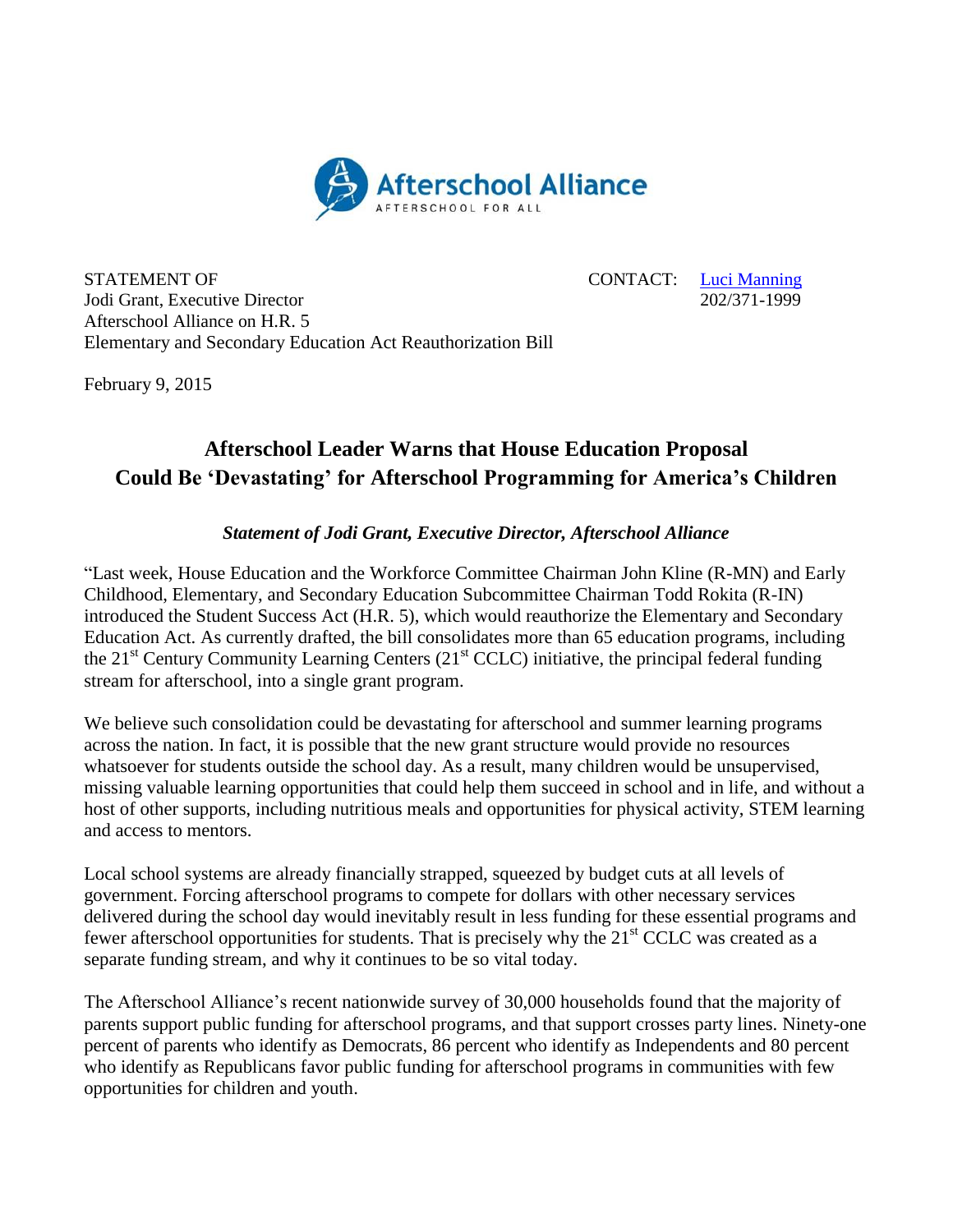Afterschool Alliance
AFTERSCHOOL FOR ALL

STATEMENT OF
Jodi Grant, Executive Director
Afterschool Alliance on H.R. 5
Elementary and Secondary Education Act Reauthorization Bill

CONTACT: Luci Manning
202/371-1999

February 9, 2015

## Afterschool Leader Warns that House Education Proposal Could Be 'Devastating' for Afterschool Programming for America's Children

***Statement of Jodi Grant, Executive Director, Afterschool Alliance***

"Last week, House Education and the Workforce Committee Chairman John Kline (R-MN) and Early Childhood, Elementary, and Secondary Education Subcommittee Chairman Todd Rokita (R-IN) introduced the Student Success Act (H.R. 5), which would reauthorize the Elementary and Secondary Education Act. As currently drafted, the bill consolidates more than 65 education programs, including the 21st Century Community Learning Centers (21st CCLC) initiative, the principal federal funding stream for afterschool, into a single grant program.

We believe such consolidation could be devastating for afterschool and summer learning programs across the nation. In fact, it is possible that the new grant structure would provide no resources whatsoever for students outside the school day. As a result, many children would be unsupervised, missing valuable learning opportunities that could help them succeed in school and in life, and without a host of other supports, including nutritious meals and opportunities for physical activity, STEM learning and access to mentors.

Local school systems are already financially strapped, squeezed by budget cuts at all levels of government. Forcing afterschool programs to compete for dollars with other necessary services delivered during the school day would inevitably result in less funding for these essential programs and fewer afterschool opportunities for students. That is precisely why the 21st CCLC was created as a separate funding stream, and why it continues to be so vital today.

The Afterschool Alliance's recent nationwide survey of 30,000 households found that the majority of parents support public funding for afterschool programs, and that support crosses party lines. Ninety-one percent of parents who identify as Democrats, 86 percent who identify as Independents and 80 percent who identify as Republicans favor public funding for afterschool programs in communities with few opportunities for children and youth.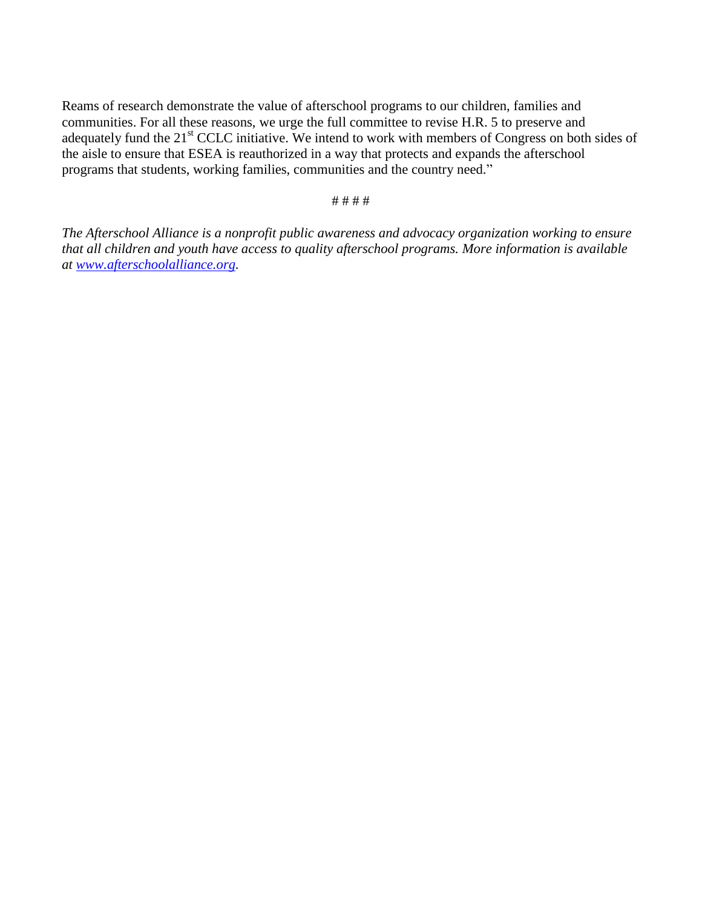Reams of research demonstrate the value of afterschool programs to our children, families and communities. For all these reasons, we urge the full committee to revise H.R. 5 to preserve and adequately fund the 21st CCLC initiative. We intend to work with members of Congress on both sides of the aisle to ensure that ESEA is reauthorized in a way that protects and expands the afterschool programs that students, working families, communities and the country need."

# # # #

*The Afterschool Alliance is a nonprofit public awareness and advocacy organization working to ensure that all children and youth have access to quality afterschool programs. More information is available at [www.afterschoolalliance.org](http://www.afterschoolalliance.org).*